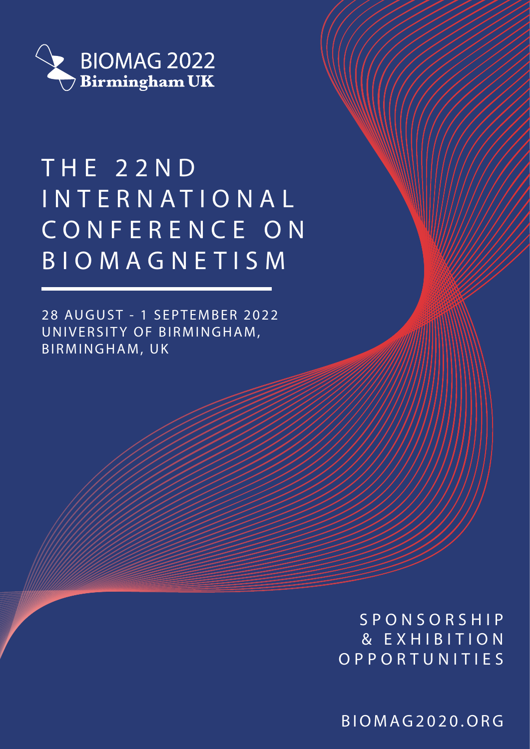BIOMAG 2022
Birmingham UK

# THE 22ND INTERNATIONAL CONFERENCE ON BIOMAGNETISM

28 AUGUST - 1 SEPTEMBER 2022
UNIVERSITY OF BIRMINGHAM,
BIRMINGHAM, UK

## SPONSORSHIP & EXHIBITION OPPORTUNITIES

BIOMAG2020.ORG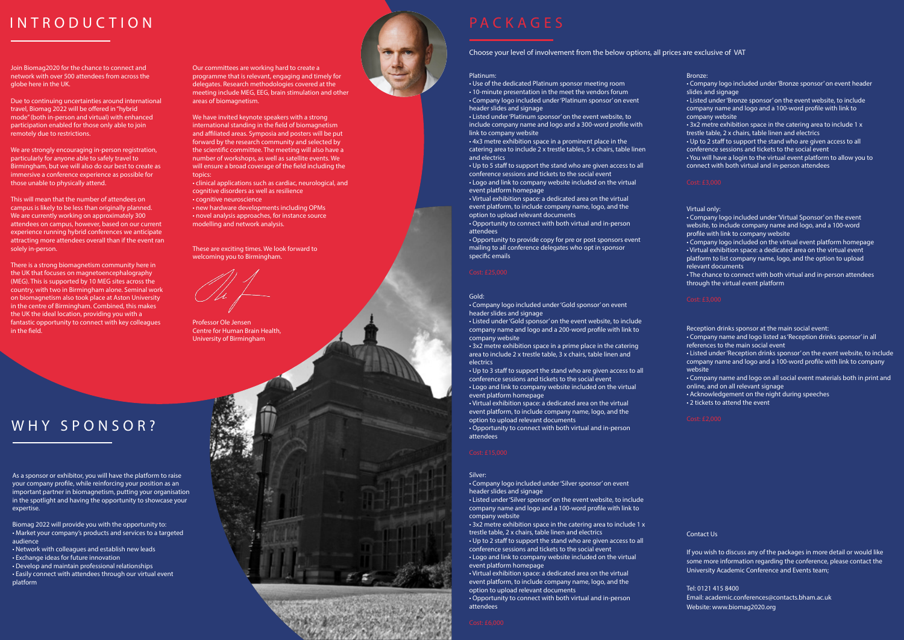# INTRODUCTION

Join Biomag2020 for the chance to connect and network with over 500 attendees from across the globe here in the UK.

Due to continuing uncertainties around international travel, Biomag 2022 will be offered in "hybrid mode" (both in-person and virtual) with enhanced participation enabled for those only able to join remotely due to restrictions.

We are strongly encouraging in-person registration, particularly for anyone able to safely travel to Birmingham, but we will also do our best to create as immersive a conference experience as possible for those unable to physically attend.

This will mean that the number of attendees on campus is likely to be less than originally planned. We are currently working on approximately 300 attendees on campus, however, based on our current experience running hybrid conferences we anticipate attracting more attendees overall than if the event ran solely in-person.

There is a strong biomagnetism community here in the UK that focuses on magnetoencephalography (MEG). This is supported by 10 MEG sites across the country, with two in Birmingham alone. Seminal work on biomagnetism also took place at Aston University in the centre of Birmingham. Combined, this makes the UK the ideal location, providing you with a fantastic opportunity to connect with key colleagues in the field.

Our committees are working hard to create a programme that is relevant, engaging and timely for delegates. Research methodologies covered at the meeting include MEG, EEG, brain stimulation and other areas of biomagnetism.

We have invited keynote speakers with a strong international standing in the field of biomagnetism and affiliated areas. Symposia and posters will be put forward by the research community and selected by the scientific committee. The meeting will also have a number of workshops, as well as satellite events. We will ensure a broad coverage of the field including the topics:

- clinical applications such as cardiac, neurological, and cognitive disorders as well as resilience
- cognitive neuroscience
- new hardware developments including OPMs
- novel analysis approaches, for instance source modelling and network analysis.

These are exciting times. We look forward to welcoming you to Birmingham.

Professor Ole Jensen
Centre for Human Brain Health,
University of Birmingham

# WHY SPONSOR?

As a sponsor or exhibitor, you will have the platform to raise your company profile, while reinforcing your position as an important partner in biomagnetism, putting your organisation in the spotlight and having the opportunity to showcase your expertise.

Biomag 2022 will provide you with the opportunity to:

- Market your company's products and services to a targeted audience
- Network with colleagues and establish new leads
- Exchange ideas for future innovation
- Develop and maintain professional relationships
- Easily connect with attendees through our virtual event platform

# PACKAGES

Choose your level of involvement from the below options, all prices are exclusive of VAT

Platinum:

- Use of the dedicated Platinum sponsor meeting room
- 10-minute presentation in the meet the vendors forum
- Company logo included under 'Platinum sponsor' on event header slides and signage
- Listed under 'Platinum sponsor' on the event website, to include company name and logo and a 300-word profile with link to company website
- 4x3 metre exhibition space in a prominent place in the catering area to include 2 x trestle tables, 5 x chairs, table linen and electrics
- Up to 5 staff to support the stand who are given access to all conference sessions and tickets to the social event
- Logo and link to company website included on the virtual event platform homepage
- Virtual exhibition space: a dedicated area on the virtual event platform, to include company name, logo, and the option to upload relevant documents
- Opportunity to connect with both virtual and in-person attendees
- Opportunity to provide copy for pre or post sponsors event mailing to all conference delegates who opt in sponsor specific emails

Cost: £25,000

Gold:

- Company logo included under 'Gold sponsor' on event header slides and signage
- Listed under 'Gold sponsor' on the event website, to include company name and logo and a 200-word profile with link to company website
- 3x2 metre exhibition space in a prime place in the catering area to include 2 x trestle table, 3 x chairs, table linen and electrics
- Up to 3 staff to support the stand who are given access to all conference sessions and tickets to the social event
- Logo and link to company website included on the virtual event platform homepage
- Virtual exhibition space: a dedicated area on the virtual event platform, to include company name, logo, and the option to upload relevant documents
- Opportunity to connect with both virtual and in-person attendees

Cost: £15,000

Silver:

- Company logo included under 'Silver sponsor' on event header slides and signage
- Listed under 'Silver sponsor' on the event website, to include company name and logo and a 100-word profile with link to company website
- 3x2 metre exhibition space in the catering area to include 1 x trestle table, 2 x chairs, table linen and electrics
- Up to 2 staff to support the stand who are given access to all conference sessions and tickets to the social event
- Logo and link to company website included on the virtual event platform homepage
- Virtual exhibition space: a dedicated area on the virtual event platform, to include company name, logo, and the option to upload relevant documents
- Opportunity to connect with both virtual and in-person attendees

Cost: £6,000

Bronze:

- Company logo included under 'Bronze sponsor' on event header slides and signage
- Listed under 'Bronze sponsor' on the event website, to include company name and logo and a 100-word profile with link to company website
- 3x2 metre exhibition space in the catering area to include 1 x trestle table, 2 x chairs, table linen and electrics
- Up to 2 staff to support the stand who are given access to all conference sessions and tickets to the social event
- You will have a login to the virtual event platform to allow you to connect with both virtual and in-person attendees

Cost: £3,000

Virtual only:

- Company logo included under 'Virtual Sponsor' on the event website, to include company name and logo, and a 100-word profile with link to company website
- Company logo included on the virtual event platform homepage
- Virtual exhibition space: a dedicated area on the virtual event platform to list company name, logo, and the option to upload relevant documents
- The chance to connect with both virtual and in-person attendees through the virtual event platform

Cost: £3,000

Reception drinks sponsor at the main social event:

- Company name and logo listed as 'Reception drinks sponsor' in all references to the main social event
- Listed under 'Reception drinks sponsor' on the event website, to include company name and logo and a 100-word profile with link to company website
- Company name and logo on all social event materials both in print and online, and on all relevant signage
- Acknowledgement on the night during speeches
- 2 tickets to attend the event

Cost: £2,000

Contact Us

If you wish to discuss any of the packages in more detail or would like some more information regarding the conference, please contact the University Academic Conference and Events team;

Tel: 0121 415 8400
Email: academic.conferences@contacts.bham.ac.uk
Website: www.biomag2020.org